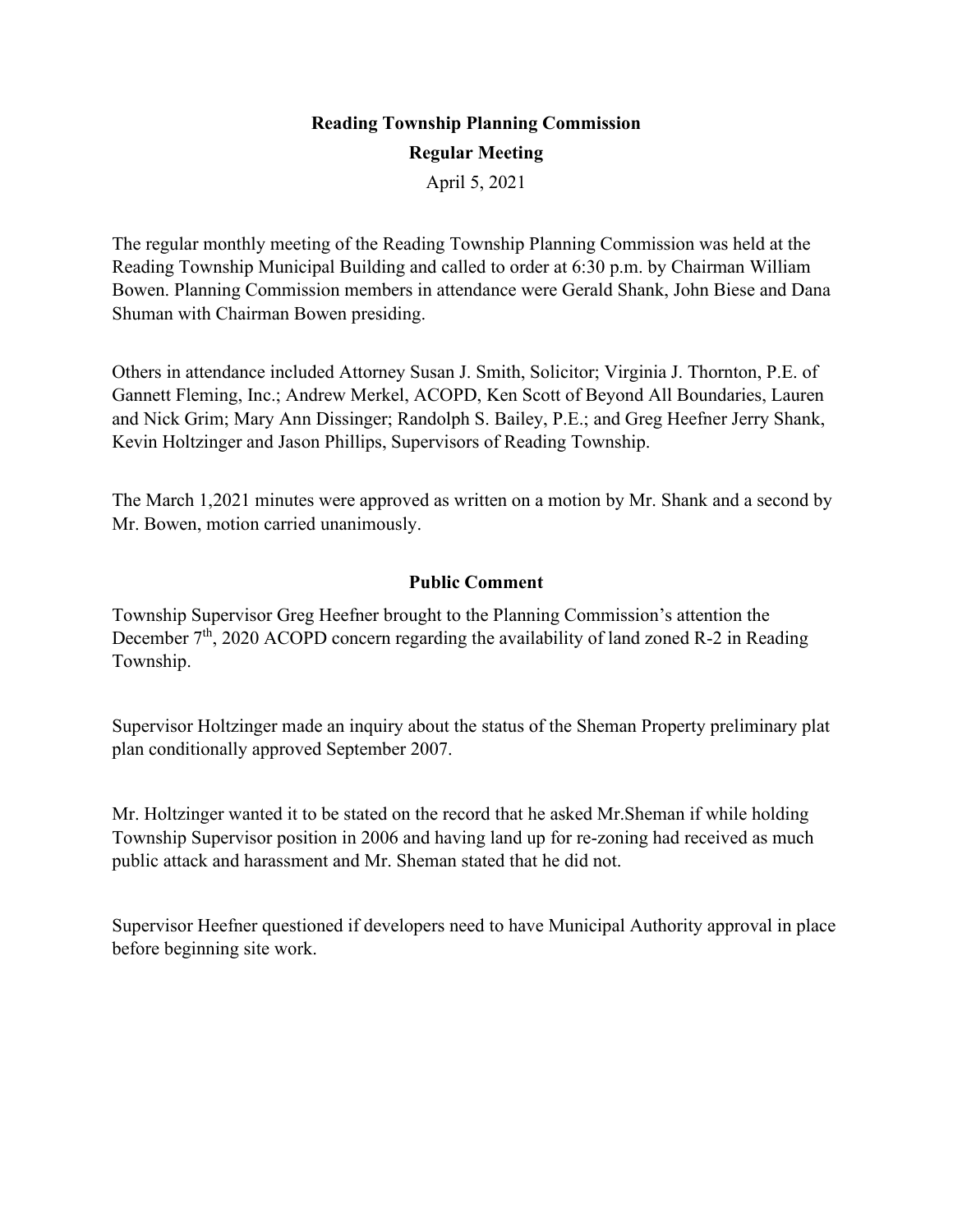**Reading Township Planning Commission**

**Regular Meeting**

April 5, 2021

The regular monthly meeting of the Reading Township Planning Commission was held at the Reading Township Municipal Building and called to order at 6:30 p.m. by Chairman William Bowen. Planning Commission members in attendance were Gerald Shank, John Biese and Dana Shuman with Chairman Bowen presiding.

Others in attendance included Attorney Susan J. Smith, Solicitor; Virginia J. Thornton, P.E. of Gannett Fleming, Inc.; Andrew Merkel, ACOPD, Ken Scott of Beyond All Boundaries, Lauren and Nick Grim; Mary Ann Dissinger; Randolph S. Bailey, P.E.; and Greg Heefner Jerry Shank, Kevin Holtzinger and Jason Phillips, Supervisors of Reading Township.

The March 1,2021 minutes were approved as written on a motion by Mr. Shank and a second by Mr. Bowen, motion carried unanimously.

**Public Comment**

Township Supervisor Greg Heefner brought to the Planning Commission's attention the December 7th, 2020 ACOPD concern regarding the availability of land zoned R-2 in Reading Township.

Supervisor Holtzinger made an inquiry about the status of the Sheman Property preliminary plat plan conditionally approved September 2007.

Mr. Holtzinger wanted it to be stated on the record that he asked Mr.Sheman if while holding Township Supervisor position in 2006 and having land up for re-zoning had received as much public attack and harassment and Mr. Sheman stated that he did not.

Supervisor Heefner questioned if developers need to have Municipal Authority approval in place before beginning site work.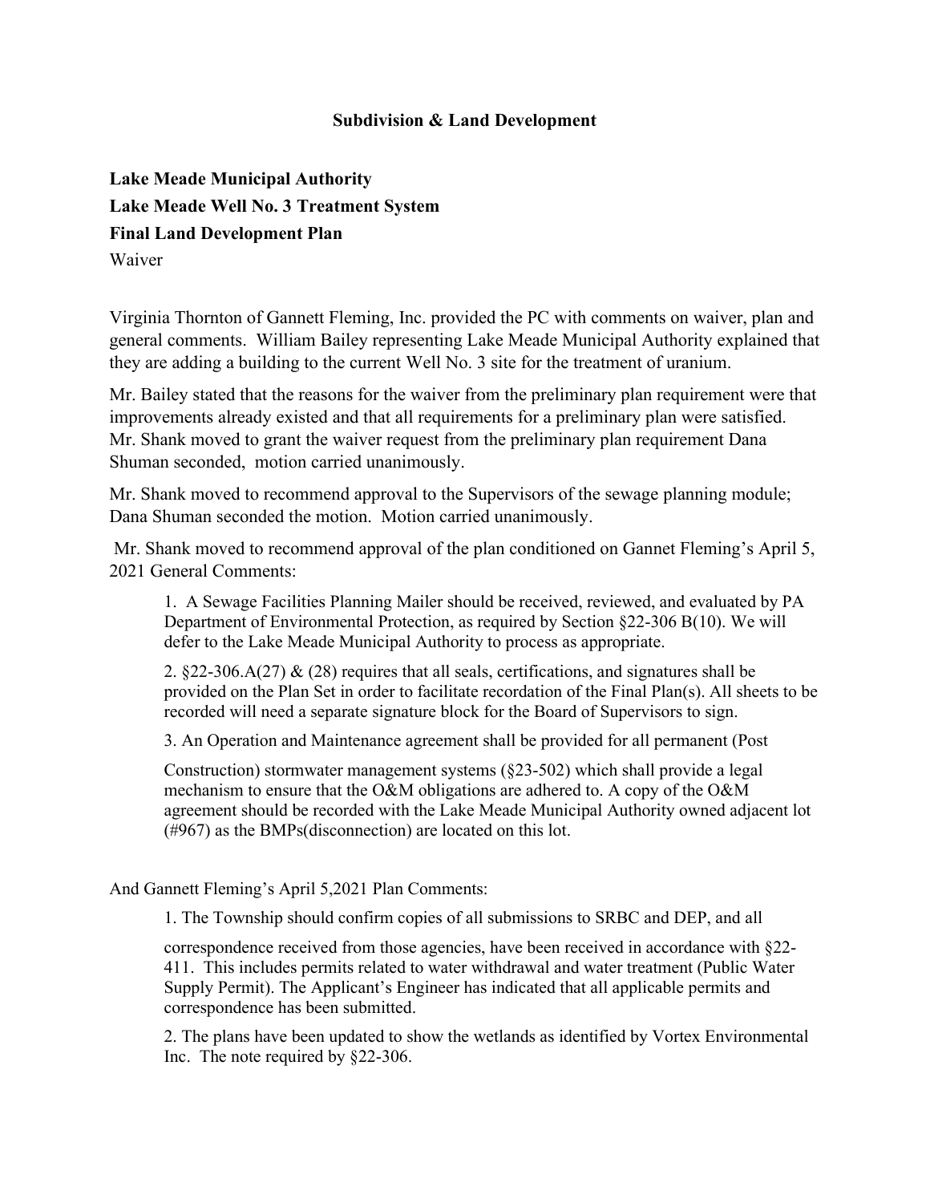**Subdivision & Land Development**

**Lake Meade Municipal Authority**
**Lake Meade Well No. 3 Treatment System**
**Final Land Development Plan**
Waiver

Virginia Thornton of Gannett Fleming, Inc. provided the PC with comments on waiver, plan and general comments. William Bailey representing Lake Meade Municipal Authority explained that they are adding a building to the current Well No. 3 site for the treatment of uranium.

Mr. Bailey stated that the reasons for the waiver from the preliminary plan requirement were that improvements already existed and that all requirements for a preliminary plan were satisfied. Mr. Shank moved to grant the waiver request from the preliminary plan requirement Dana Shuman seconded, motion carried unanimously.

Mr. Shank moved to recommend approval to the Supervisors of the sewage planning module; Dana Shuman seconded the motion. Motion carried unanimously.

Mr. Shank moved to recommend approval of the plan conditioned on Gannet Fleming's April 5, 2021 General Comments:

1. A Sewage Facilities Planning Mailer should be received, reviewed, and evaluated by PA Department of Environmental Protection, as required by Section §22-306 B(10). We will defer to the Lake Meade Municipal Authority to process as appropriate.

2. §22-306.A(27) & (28) requires that all seals, certifications, and signatures shall be provided on the Plan Set in order to facilitate recordation of the Final Plan(s). All sheets to be recorded will need a separate signature block for the Board of Supervisors to sign.

3. An Operation and Maintenance agreement shall be provided for all permanent (Post Construction) stormwater management systems (§23-502) which shall provide a legal mechanism to ensure that the O&M obligations are adhered to. A copy of the O&M agreement should be recorded with the Lake Meade Municipal Authority owned adjacent lot (#967) as the BMPs(disconnection) are located on this lot.

And Gannett Fleming's April 5,2021 Plan Comments:

1. The Township should confirm copies of all submissions to SRBC and DEP, and all correspondence received from those agencies, have been received in accordance with §22-411. This includes permits related to water withdrawal and water treatment (Public Water Supply Permit). The Applicant's Engineer has indicated that all applicable permits and correspondence has been submitted.

2. The plans have been updated to show the wetlands as identified by Vortex Environmental Inc. The note required by §22-306.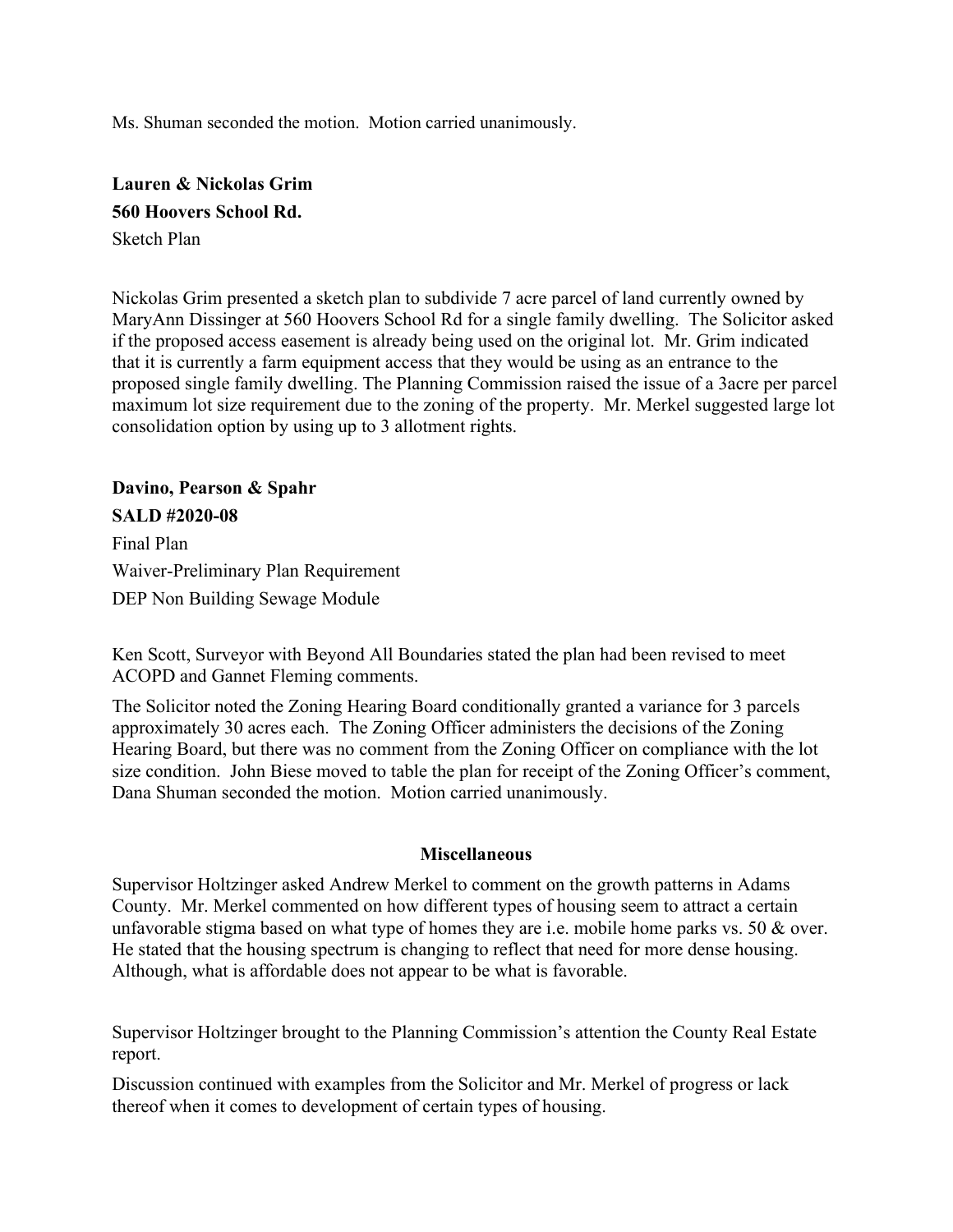Ms. Shuman seconded the motion. Motion carried unanimously.

**Lauren & Nickolas Grim**
**560 Hoovers School Rd.**
Sketch Plan

Nickolas Grim presented a sketch plan to subdivide 7 acre parcel of land currently owned by MaryAnn Dissinger at 560 Hoovers School Rd for a single family dwelling. The Solicitor asked if the proposed access easement is already being used on the original lot. Mr. Grim indicated that it is currently a farm equipment access that they would be using as an entrance to the proposed single family dwelling. The Planning Commission raised the issue of a 3acre per parcel maximum lot size requirement due to the zoning of the property. Mr. Merkel suggested large lot consolidation option by using up to 3 allotment rights.

**Davino, Pearson & Spahr**
**SALD #2020-08**
Final Plan
Waiver-Preliminary Plan Requirement
DEP Non Building Sewage Module

Ken Scott, Surveyor with Beyond All Boundaries stated the plan had been revised to meet ACOPD and Gannet Fleming comments.

The Solicitor noted the Zoning Hearing Board conditionally granted a variance for 3 parcels approximately 30 acres each. The Zoning Officer administers the decisions of the Zoning Hearing Board, but there was no comment from the Zoning Officer on compliance with the lot size condition. John Biese moved to table the plan for receipt of the Zoning Officer's comment, Dana Shuman seconded the motion. Motion carried unanimously.

## Miscellaneous

Supervisor Holtzinger asked Andrew Merkel to comment on the growth patterns in Adams County. Mr. Merkel commented on how different types of housing seem to attract a certain unfavorable stigma based on what type of homes they are i.e. mobile home parks vs. 50 & over. He stated that the housing spectrum is changing to reflect that need for more dense housing. Although, what is affordable does not appear to be what is favorable.

Supervisor Holtzinger brought to the Planning Commission's attention the County Real Estate report.

Discussion continued with examples from the Solicitor and Mr. Merkel of progress or lack thereof when it comes to development of certain types of housing.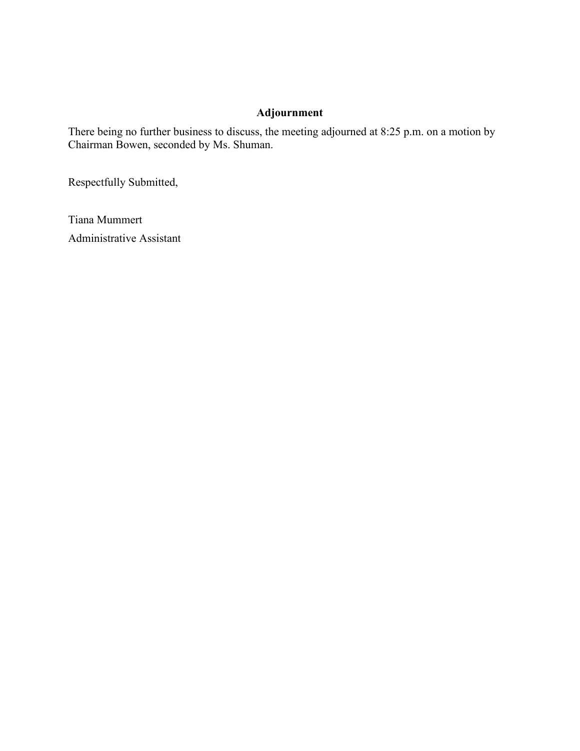## Adjournment

There being no further business to discuss, the meeting adjourned at 8:25 p.m. on a motion by Chairman Bowen, seconded by Ms. Shuman.

Respectfully Submitted,

Tiana Mummert

Administrative Assistant